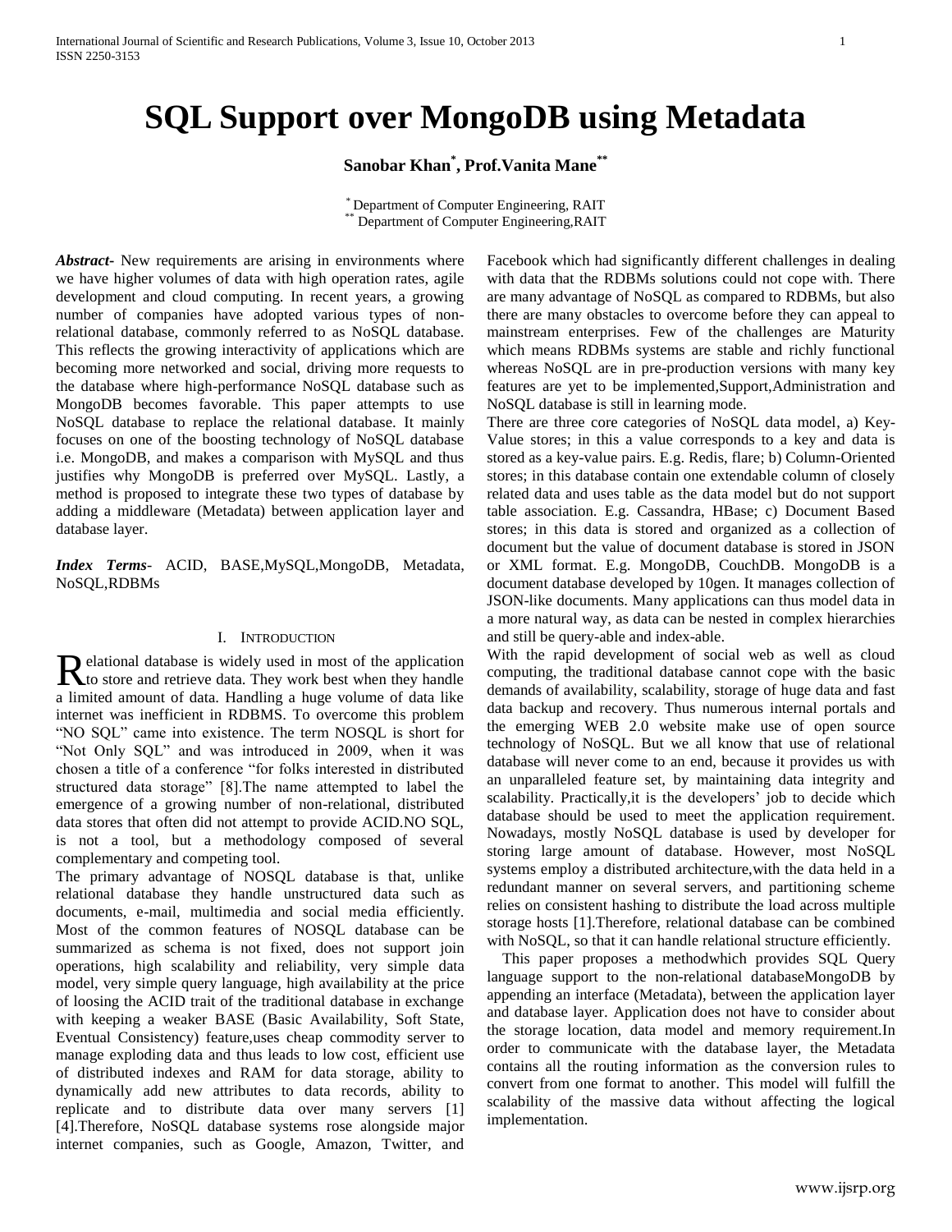# SQL Support over MongoDB using Metadata

**Sanobar Khan[*], Prof.Vanita Mane[**]**

[*] Department of Computer Engineering, RAIT
[**] Department of Computer Engineering,RAIT

***Abstract***- New requirements are arising in environments where we have higher volumes of data with high operation rates, agile development and cloud computing. In recent years, a growing number of companies have adopted various types of non-relational database, commonly referred to as NoSQL database. This reflects the growing interactivity of applications which are becoming more networked and social, driving more requests to the database where high-performance NoSQL database such as MongoDB becomes favorable. This paper attempts to use NoSQL database to replace the relational database. It mainly focuses on one of the boosting technology of NoSQL database i.e. MongoDB, and makes a comparison with MySQL and thus justifies why MongoDB is preferred over MySQL. Lastly, a method is proposed to integrate these two types of database by adding a middleware (Metadata) between application layer and database layer.

***Index Terms***- ACID, BASE,MySQL,MongoDB, Metadata, NoSQL,RDBMs

## I. Introduction

Relational database is widely used in most of the application to store and retrieve data. They work best when they handle a limited amount of data. Handling a huge volume of data like internet was inefficient in RDBMS. To overcome this problem "NO SQL" came into existence. The term NOSQL is short for "Not Only SQL" and was introduced in 2009, when it was chosen a title of a conference "for folks interested in distributed structured data storage" [8].The name attempted to label the emergence of a growing number of non-relational, distributed data stores that often did not attempt to provide ACID.NO SQL, is not a tool, but a methodology composed of several complementary and competing tool.

The primary advantage of NOSQL database is that, unlike relational database they handle unstructured data such as documents, e-mail, multimedia and social media efficiently. Most of the common features of NOSQL database can be summarized as schema is not fixed, does not support join operations, high scalability and reliability, very simple data model, very simple query language, high availability at the price of loosing the ACID trait of the traditional database in exchange with keeping a weaker BASE (Basic Availability, Soft State, Eventual Consistency) feature,uses cheap commodity server to manage exploding data and thus leads to low cost, efficient use of distributed indexes and RAM for data storage, ability to dynamically add new attributes to data records, ability to replicate and to distribute data over many servers [1] [4].Therefore, NoSQL database systems rose alongside major internet companies, such as Google, Amazon, Twitter, and Facebook which had significantly different challenges in dealing with data that the RDBMs solutions could not cope with. There are many advantage of NoSQL as compared to RDBMs, but also there are many obstacles to overcome before they can appeal to mainstream enterprises. Few of the challenges are Maturity which means RDBMs systems are stable and richly functional whereas NoSQL are in pre-production versions with many key features are yet to be implemented,Support,Administration and NoSQL database is still in learning mode.

There are three core categories of NoSQL data model, a) Key-Value stores; in this a value corresponds to a key and data is stored as a key-value pairs. E.g. Redis, flare; b) Column-Oriented stores; in this database contain one extendable column of closely related data and uses table as the data model but do not support table association. E.g. Cassandra, HBase; c) Document Based stores; in this data is stored and organized as a collection of document but the value of document database is stored in JSON or XML format. E.g. MongoDB, CouchDB. MongoDB is a document database developed by 10gen. It manages collection of JSON-like documents. Many applications can thus model data in a more natural way, as data can be nested in complex hierarchies and still be query-able and index-able.

With the rapid development of social web as well as cloud computing, the traditional database cannot cope with the basic demands of availability, scalability, storage of huge data and fast data backup and recovery. Thus numerous internal portals and the emerging WEB 2.0 website make use of open source technology of NoSQL. But we all know that use of relational database will never come to an end, because it provides us with an unparalleled feature set, by maintaining data integrity and scalability. Practically,it is the developers' job to decide which database should be used to meet the application requirement. Nowadays, mostly NoSQL database is used by developer for storing large amount of database. However, most NoSQL systems employ a distributed architecture,with the data held in a redundant manner on several servers, and partitioning scheme relies on consistent hashing to distribute the load across multiple storage hosts [1].Therefore, relational database can be combined with NoSQL, so that it can handle relational structure efficiently.

This paper proposes a methodwhich provides SQL Query language support to the non-relational databaseMongoDB by appending an interface (Metadata), between the application layer and database layer. Application does not have to consider about the storage location, data model and memory requirement.In order to communicate with the database layer, the Metadata contains all the routing information as the conversion rules to convert from one format to another. This model will fulfill the scalability of the massive data without affecting the logical implementation.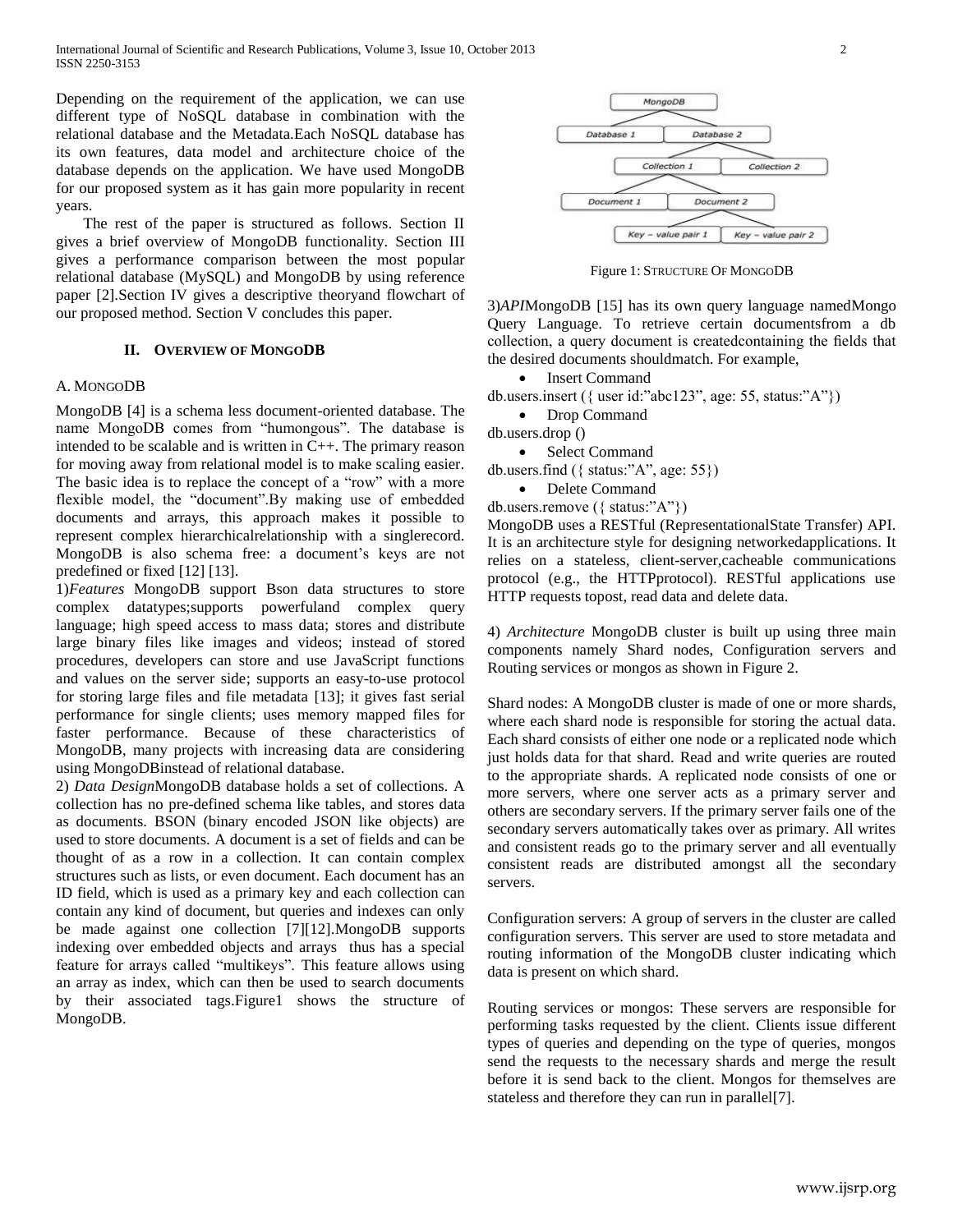Depending on the requirement of the application, we can use different type of NoSQL database in combination with the relational database and the Metadata.Each NoSQL database has its own features, data model and architecture choice of the database depends on the application. We have used MongoDB for our proposed system as it has gain more popularity in recent years.

The rest of the paper is structured as follows. Section II gives a brief overview of MongoDB functionality. Section III gives a performance comparison between the most popular relational database (MySQL) and MongoDB by using reference paper [2].Section IV gives a descriptive theoryand flowchart of our proposed method. Section V concludes this paper.

## II. Overview of MongoDB

### A. MongoDB

MongoDB [4] is a schema less document-oriented database. The name MongoDB comes from "humongous". The database is intended to be scalable and is written in C++. The primary reason for moving away from relational model is to make scaling easier. The basic idea is to replace the concept of a "row" with a more flexible model, the "document".By making use of embedded documents and arrays, this approach makes it possible to represent complex hierarchicalrelationship with a singlerecord. MongoDB is also schema free: a document's keys are not predefined or fixed [12] [13].

1)*Features* MongoDB support Bson data structures to store complex datatypes;supports powerfuland complex query language; high speed access to mass data; stores and distribute large binary files like images and videos; instead of stored procedures, developers can store and use JavaScript functions and values on the server side; supports an easy-to-use protocol for storing large files and file metadata [13]; it gives fast serial performance for single clients; uses memory mapped files for faster performance. Because of these characteristics of MongoDB, many projects with increasing data are considering using MongoDBinstead of relational database.

2) *Data Design*MongoDB database holds a set of collections. A collection has no pre-defined schema like tables, and stores data as documents. BSON (binary encoded JSON like objects) are used to store documents. A document is a set of fields and can be thought of as a row in a collection. It can contain complex structures such as lists, or even document. Each document has an ID field, which is used as a primary key and each collection can contain any kind of document, but queries and indexes can only be made against one collection [7][12].MongoDB supports indexing over embedded objects and arrays thus has a special feature for arrays called "multikeys". This feature allows using an array as index, which can then be used to search documents by their associated tags.Figure1 shows the structure of MongoDB.

Figure 1: Structure Of MongoDB

3)*API*MongoDB [15] has its own query language namedMongo Query Language. To retrieve certain documentsfrom a db collection, a query document is createdcontaining the fields that the desired documents shouldmatch. For example,

- Insert Command

db.users.insert ({ user id:"abc123", age: 55, status:"A"})

- Drop Command

db.users.drop ()

- Select Command

db.users.find ({ status:"A", age: 55})

- Delete Command

db.users.remove ({ status:"A"})

MongoDB uses a RESTful (RepresentationalState Transfer) API. It is an architecture style for designing networkedapplications. It relies on a stateless, client-server,cacheable communications protocol (e.g., the HTTPprotocol). RESTful applications use HTTP requests topost, read data and delete data.

4) *Architecture* MongoDB cluster is built up using three main components namely Shard nodes, Configuration servers and Routing services or mongos as shown in Figure 2.

Shard nodes: A MongoDB cluster is made of one or more shards, where each shard node is responsible for storing the actual data. Each shard consists of either one node or a replicated node which just holds data for that shard. Read and write queries are routed to the appropriate shards. A replicated node consists of one or more servers, where one server acts as a primary server and others are secondary servers. If the primary server fails one of the secondary servers automatically takes over as primary. All writes and consistent reads go to the primary server and all eventually consistent reads are distributed amongst all the secondary servers.

Configuration servers: A group of servers in the cluster are called configuration servers. This server are used to store metadata and routing information of the MongoDB cluster indicating which data is present on which shard.

Routing services or mongos: These servers are responsible for performing tasks requested by the client. Clients issue different types of queries and depending on the type of queries, mongos send the requests to the necessary shards and merge the result before it is send back to the client. Mongos for themselves are stateless and therefore they can run in parallel[7].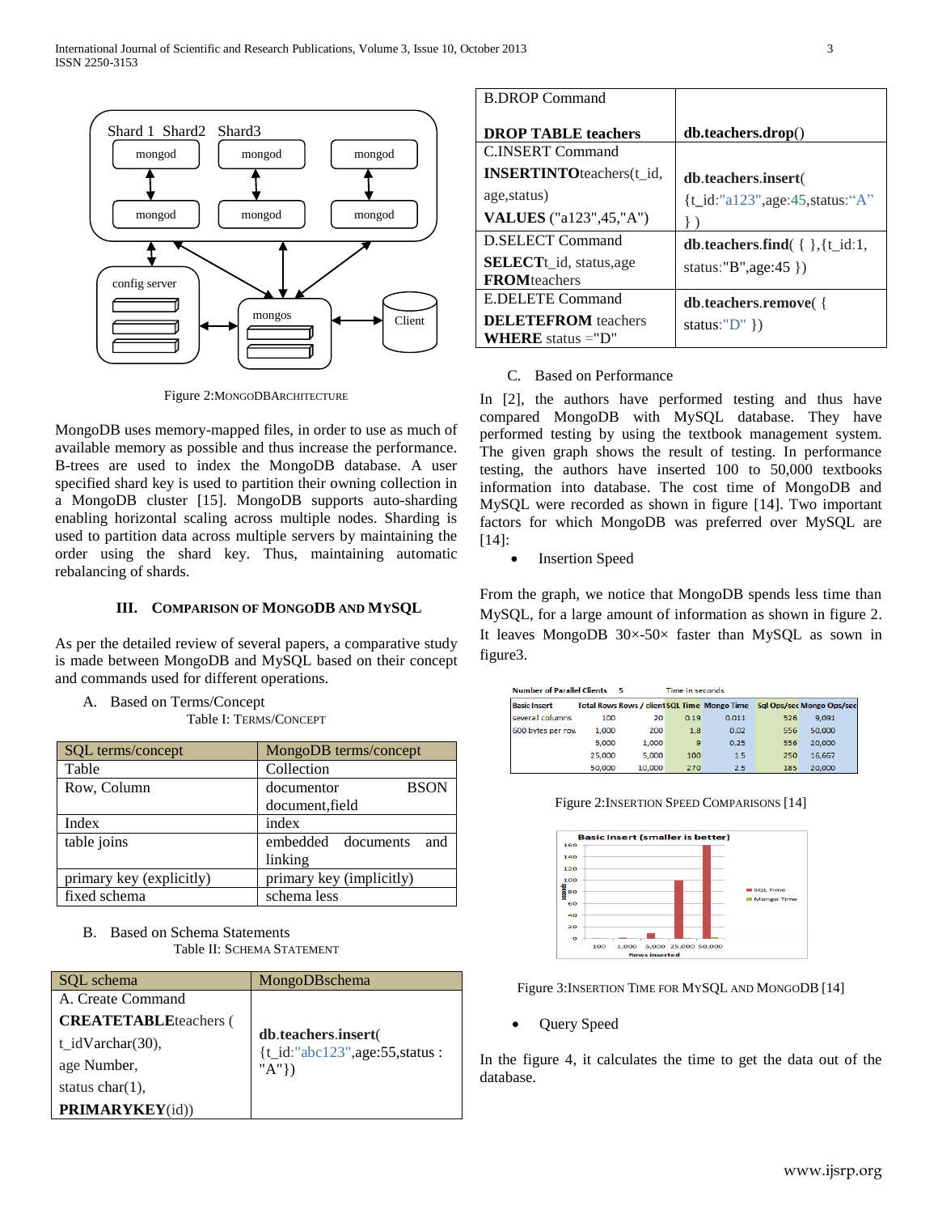Figure 2:MONGODBARCHITECTURE

MongoDB uses memory-mapped files, in order to use as much of available memory as possible and thus increase the performance. B-trees are used to index the MongoDB database. A user specified shard key is used to partition their owning collection in a MongoDB cluster [15]. MongoDB supports auto-sharding enabling horizontal scaling across multiple nodes. Sharding is used to partition data across multiple servers by maintaining the order using the shard key. Thus, maintaining automatic rebalancing of shards.

## III. COMPARISON OF MONGODB AND MYSQL

As per the detailed review of several papers, a comparative study is made between MongoDB and MySQL based on their concept and commands used for different operations.

### A. Based on Terms/Concept

Table I: TERMS/CONCEPT

| SQL terms/concept | MongoDB terms/concept |
|---|---|
| Table | Collection |
| Row, Column | documentor BSON document,field |
| Index | index |
| table joins | embedded documents and linking |
| primary key (explicitly) | primary key (implicitly) |
| fixed schema | schema less |

### B. Based on Schema Statements

Table II: SCHEMA STATEMENT

| SQL schema | MongoDBschema |
|---|---|
| A. Create Command<br>**CREATETABLE**teachers (<br>t_idVarchar(30),<br>age Number,<br>status char(1),<br>**PRIMARYKEY**(id)) | **db.teachers.insert**(<br>{t_id:"abc123",age:55,status : "A"}) |
| B.DROP Command<br>**DROP TABLE teachers** | **db.teachers.drop**() |
| C.INSERT Command<br>**INSERTINTO**teachers(t_id, age,status)<br>**VALUES** ("a123",45,"A") | **db.teachers.insert**(<br>{t_id:"a123",age:45,status:"A" }) |
| D.SELECT Command<br>**SELECT**t_id, status,age<br>**FROM**teachers | **db.teachers.find**( { },{t_id:1, status:"B",age:45 }) |
| E.DELETE Command<br>**DELETEFROM** teachers<br>**WHERE** status ="D" | **db.teachers.remove**( {<br>status:"D" }) |

### C. Based on Performance

In [2], the authors have performed testing and thus have compared MongoDB with MySQL database. They have performed testing by using the textbook management system. The given graph shows the result of testing. In performance testing, the authors have inserted 100 to 50,000 textbooks information into database. The cost time of MongoDB and MySQL were recorded as shown in figure [14]. Two important factors for which MongoDB was preferred over MySQL are [14]:

- Insertion Speed

From the graph, we notice that MongoDB spends less time than MySQL, for a large amount of information as shown in figure 2. It leaves MongoDB 30×-50× faster than MySQL as sown in figure3.

Number of Parallel Clients 5 &nbsp;&nbsp;&nbsp; Time in seconds

| Basic Insert | Total Rows | Rows / client | SQL Time | Mongo Time | Sql Ops/sec | Mongo Ops/sec |
|---|---|---|---|---|---|---|
| several columns | 100 | 20 | 0.19 | 0.011 | 526 | 9,091 |
| 600 bytes per row | 1,000 | 200 | 1.8 | 0.02 | 556 | 50,000 |
| | 5,000 | 1,000 | 9 | 0.25 | 556 | 20,000 |
| | 25,000 | 5,000 | 100 | 1.5 | 250 | 16,667 |
| | 50,000 | 10,000 | 270 | 2.5 | 185 | 20,000 |

Figure 2:INSERTION SPEED COMPARISONS [14]

Figure 3:INSERTION TIME FOR MYSQL AND MONGODB [14]

- Query Speed

In the figure 4, it calculates the time to get the data out of the database.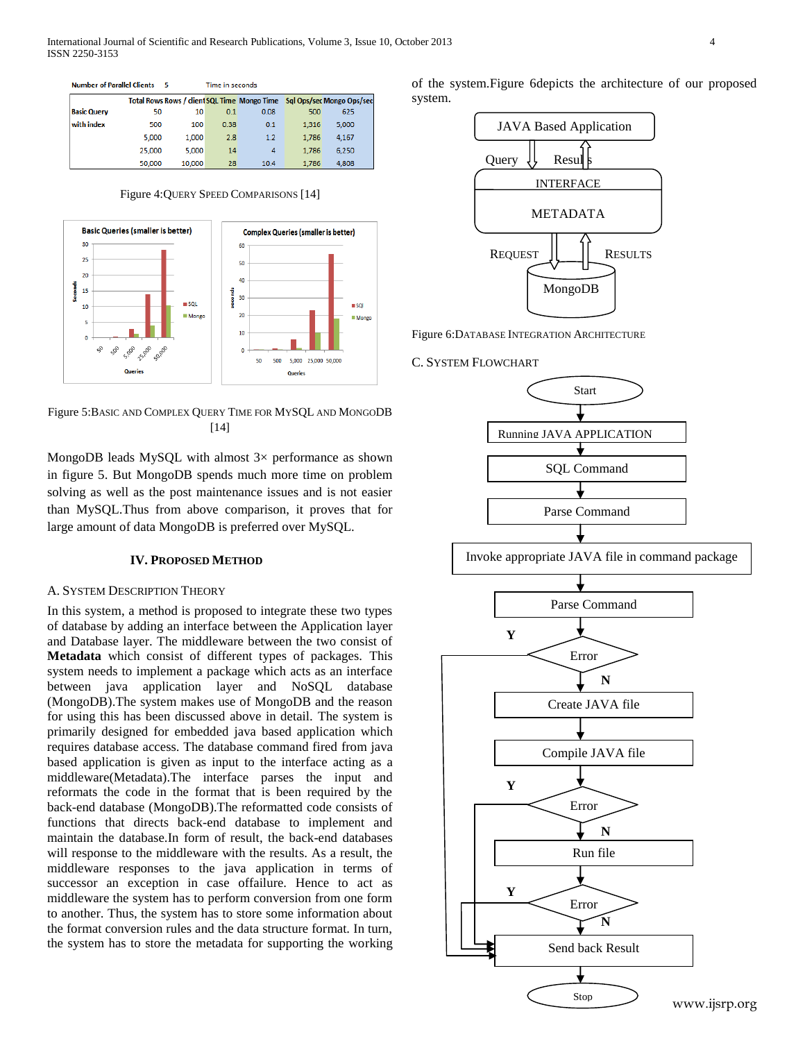| Number of Parallel Clients | 5 | | Time in seconds | | | |
|---|---|---|---|---|---|---|
| | Total Rows | Rows / client | SQL Time | Mongo Time | Sql Ops/sec | Mongo Ops/sec |
| Basic Query | 50 | 10 | 0.1 | 0.08 | 500 | 625 |
| with index | 500 | 100 | 0.38 | 0.1 | 1,316 | 5,000 |
| | 5,000 | 1,000 | 2.8 | 1.2 | 1,786 | 4,167 |
| | 25,000 | 5,000 | 14 | 4 | 1,786 | 6,250 |
| | 50,000 | 10,000 | 28 | 10.4 | 1,786 | 4,808 |

Figure 4:QUERY SPEED COMPARISONS [14]

Figure 5:BASIC AND COMPLEX QUERY TIME FOR MYSQL AND MONGODB [14]

MongoDB leads MySQL with almost 3× performance as shown in figure 5. But MongoDB spends much more time on problem solving as well as the post maintenance issues and is not easier than MySQL.Thus from above comparison, it proves that for large amount of data MongoDB is preferred over MySQL.

## IV. PROPOSED METHOD

### A. SYSTEM DESCRIPTION THEORY

In this system, a method is proposed to integrate these two types of database by adding an interface between the Application layer and Database layer. The middleware between the two consist of **Metadata** which consist of different types of packages. This system needs to implement a package which acts as an interface between java application layer and NoSQL database (MongoDB).The system makes use of MongoDB and the reason for using this has been discussed above in detail. The system is primarily designed for embedded java based application which requires database access. The database command fired from java based application is given as input to the interface acting as a middleware(Metadata).The interface parses the input and reformats the code in the format that is been required by the back-end database (MongoDB).The reformatted code consists of functions that directs back-end database to implement and maintain the database.In form of result, the back-end databases will response to the middleware with the results. As a result, the middleware responses to the java application in terms of successor an exception in case offailure. Hence to act as middleware the system has to perform conversion from one form to another. Thus, the system has to store some information about the format conversion rules and the data structure format. In turn, the system has to store the metadata for supporting the working of the system.Figure 6depicts the architecture of our proposed system.

Figure 6:DATABASE INTEGRATION ARCHITECTURE

### C. SYSTEM FLOWCHART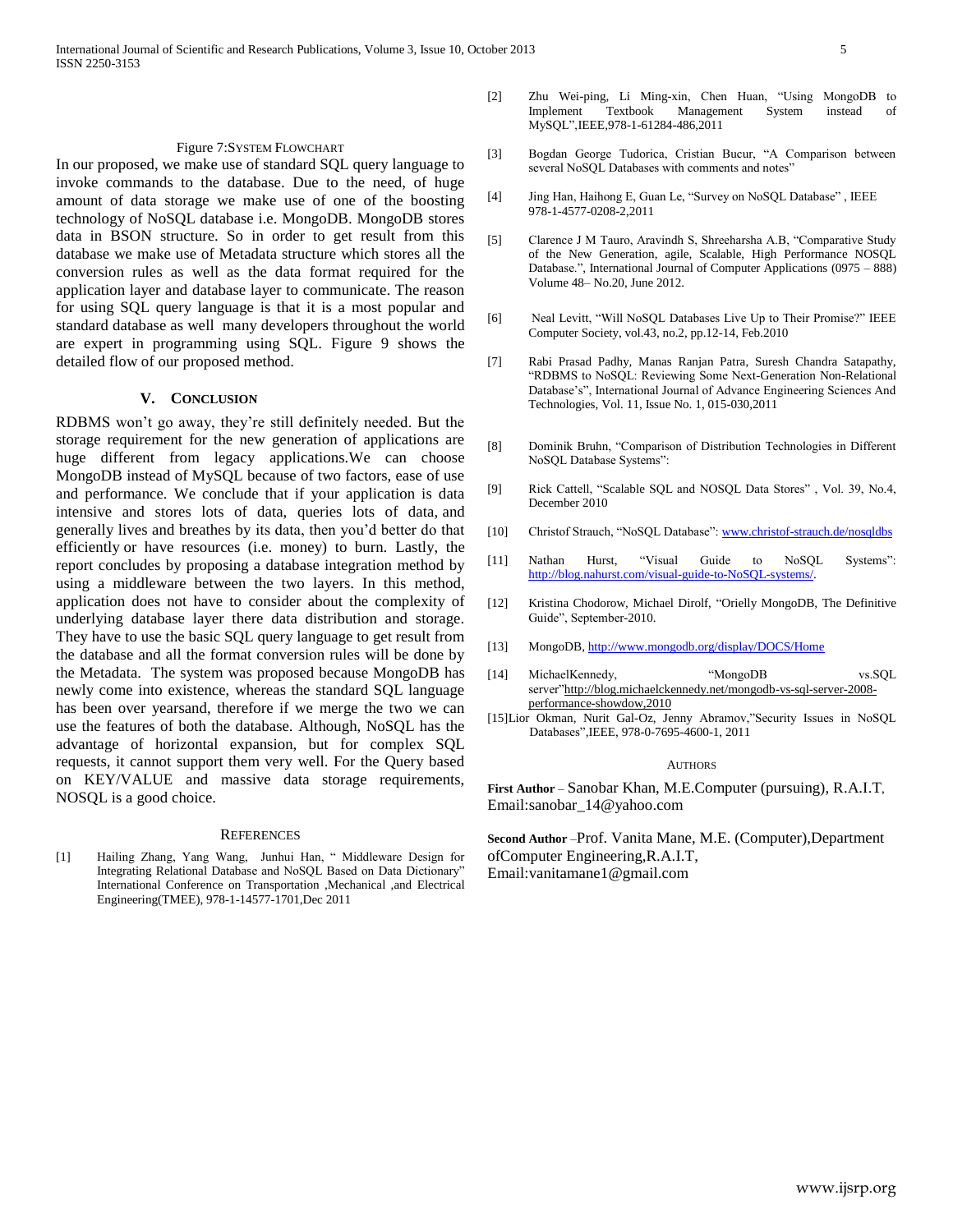Figure 7:SYSTEM FLOWCHART

In our proposed, we make use of standard SQL query language to invoke commands to the database. Due to the need, of huge amount of data storage we make use of one of the boosting technology of NoSQL database i.e. MongoDB. MongoDB stores data in BSON structure. So in order to get result from this database we make use of Metadata structure which stores all the conversion rules as well as the data format required for the application layer and database layer to communicate. The reason for using SQL query language is that it is a most popular and standard database as well many developers throughout the world are expert in programming using SQL. Figure 9 shows the detailed flow of our proposed method.

## V. CONCLUSION

RDBMS won't go away, they're still definitely needed. But the storage requirement for the new generation of applications are huge different from legacy applications.We can choose MongoDB instead of MySQL because of two factors, ease of use and performance. We conclude that if your application is data intensive and stores lots of data, queries lots of data, and generally lives and breathes by its data, then you'd better do that efficiently or have resources (i.e. money) to burn. Lastly, the report concludes by proposing a database integration method by using a middleware between the two layers. In this method, application does not have to consider about the complexity of underlying database layer there data distribution and storage. They have to use the basic SQL query language to get result from the database and all the format conversion rules will be done by the Metadata. The system was proposed because MongoDB has newly come into existence, whereas the standard SQL language has been over yearsand, therefore if we merge the two we can use the features of both the database. Although, NoSQL has the advantage of horizontal expansion, but for complex SQL requests, it cannot support them very well. For the Query based on KEY/VALUE and massive data storage requirements, NOSQL is a good choice.

## REFERENCES

[1] Hailing Zhang, Yang Wang, Junhui Han, " Middleware Design for Integrating Relational Database and NoSQL Based on Data Dictionary" International Conference on Transportation ,Mechanical ,and Electrical Engineering(TMEE), 978-1-14577-1701,Dec 2011

[2] Zhu Wei-ping, Li Ming-xin, Chen Huan, "Using MongoDB to Implement Textbook Management System instead of MySQL",IEEE,978-1-61284-486,2011

[3] Bogdan George Tudorica, Cristian Bucur, "A Comparison between several NoSQL Databases with comments and notes"

[4] Jing Han, Haihong E, Guan Le, "Survey on NoSQL Database" , IEEE 978-1-4577-0208-2,2011

[5] Clarence J M Tauro, Aravindh S, Shreeharsha A.B, "Comparative Study of the New Generation, agile, Scalable, High Performance NOSQL Database.", International Journal of Computer Applications (0975 – 888) Volume 48– No.20, June 2012.

[6] Neal Levitt, "Will NoSQL Databases Live Up to Their Promise?" IEEE Computer Society, vol.43, no.2, pp.12-14, Feb.2010

[7] Rabi Prasad Padhy, Manas Ranjan Patra, Suresh Chandra Satapathy, "RDBMS to NoSQL: Reviewing Some Next-Generation Non-Relational Database's", International Journal of Advance Engineering Sciences And Technologies, Vol. 11, Issue No. 1, 015-030,2011

[8] Dominik Bruhn, "Comparison of Distribution Technologies in Different NoSQL Database Systems":

[9] Rick Cattell, "Scalable SQL and NOSQL Data Stores" , Vol. 39, No.4, December 2010

[10] Christof Strauch, "NoSQL Database": www.christof-strauch.de/nosqldbs

[11] Nathan Hurst, "Visual Guide to NoSQL Systems": http://blog.nahurst.com/visual-guide-to-NoSQL-systems/.

[12] Kristina Chodorow, Michael Dirolf, "Orielly MongoDB, The Definitive Guide", September-2010.

[13] MongoDB, http://www.mongodb.org/display/DOCS/Home

[14] MichaelKennedy, "MongoDB vs.SQL server"http://blog.michaelckennedy.net/mongodb-vs-sql-server-2008-performance-showdow,2010

[15]Lior Okman, Nurit Gal-Oz, Jenny Abramov,"Security Issues in NoSQL Databases",IEEE, 978-0-7695-4600-1, 2011

## AUTHORS

**First Author** – Sanobar Khan, M.E.Computer (pursuing), R.A.I.T, Email:sanobar_14@yahoo.com

**Second Author** –Prof. Vanita Mane, M.E. (Computer),Department ofComputer Engineering,R.A.I.T, Email:vanitamane1@gmail.com